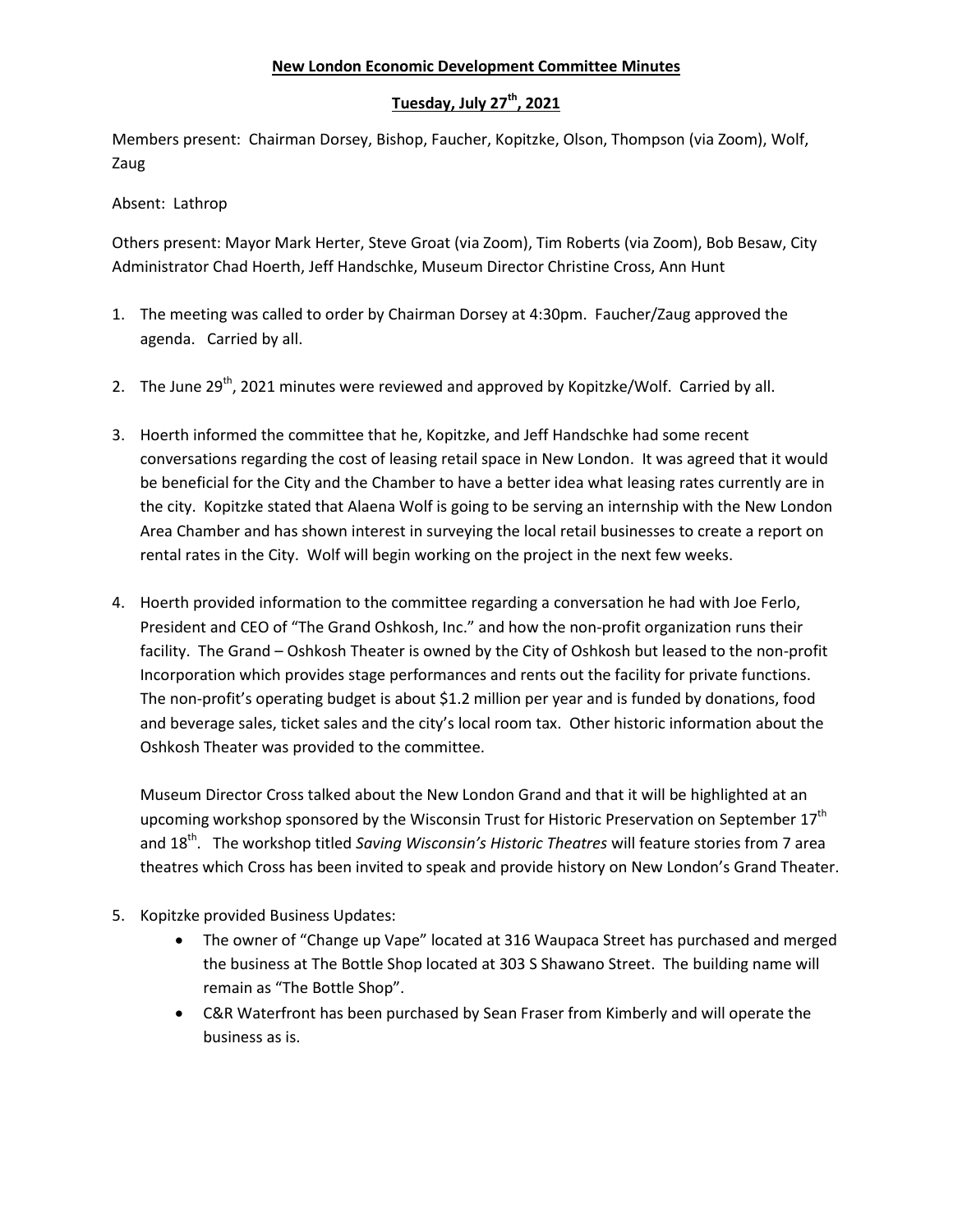**New London Economic Development Committee Minutes**

**Tuesday, July 27th, 2021**

Members present: Chairman Dorsey, Bishop, Faucher, Kopitzke, Olson, Thompson (via Zoom), Wolf, Zaug

Absent: Lathrop

Others present: Mayor Mark Herter, Steve Groat (via Zoom), Tim Roberts (via Zoom), Bob Besaw, City Administrator Chad Hoerth, Jeff Handschke, Museum Director Christine Cross, Ann Hunt

1. The meeting was called to order by Chairman Dorsey at 4:30pm. Faucher/Zaug approved the agenda. Carried by all.

2. The June 29th, 2021 minutes were reviewed and approved by Kopitzke/Wolf. Carried by all.

3. Hoerth informed the committee that he, Kopitzke, and Jeff Handschke had some recent conversations regarding the cost of leasing retail space in New London. It was agreed that it would be beneficial for the City and the Chamber to have a better idea what leasing rates currently are in the city. Kopitzke stated that Alaena Wolf is going to be serving an internship with the New London Area Chamber and has shown interest in surveying the local retail businesses to create a report on rental rates in the City. Wolf will begin working on the project in the next few weeks.

4. Hoerth provided information to the committee regarding a conversation he had with Joe Ferlo, President and CEO of "The Grand Oshkosh, Inc." and how the non-profit organization runs their facility. The Grand – Oshkosh Theater is owned by the City of Oshkosh but leased to the non-profit Incorporation which provides stage performances and rents out the facility for private functions. The non-profit's operating budget is about $1.2 million per year and is funded by donations, food and beverage sales, ticket sales and the city's local room tax. Other historic information about the Oshkosh Theater was provided to the committee.

   Museum Director Cross talked about the New London Grand and that it will be highlighted at an upcoming workshop sponsored by the Wisconsin Trust for Historic Preservation on September 17th and 18th. The workshop titled *Saving Wisconsin's Historic Theatres* will feature stories from 7 area theatres which Cross has been invited to speak and provide history on New London's Grand Theater.

5. Kopitzke provided Business Updates:
   - The owner of "Change up Vape" located at 316 Waupaca Street has purchased and merged the business at The Bottle Shop located at 303 S Shawano Street. The building name will remain as "The Bottle Shop".
   - C&R Waterfront has been purchased by Sean Fraser from Kimberly and will operate the business as is.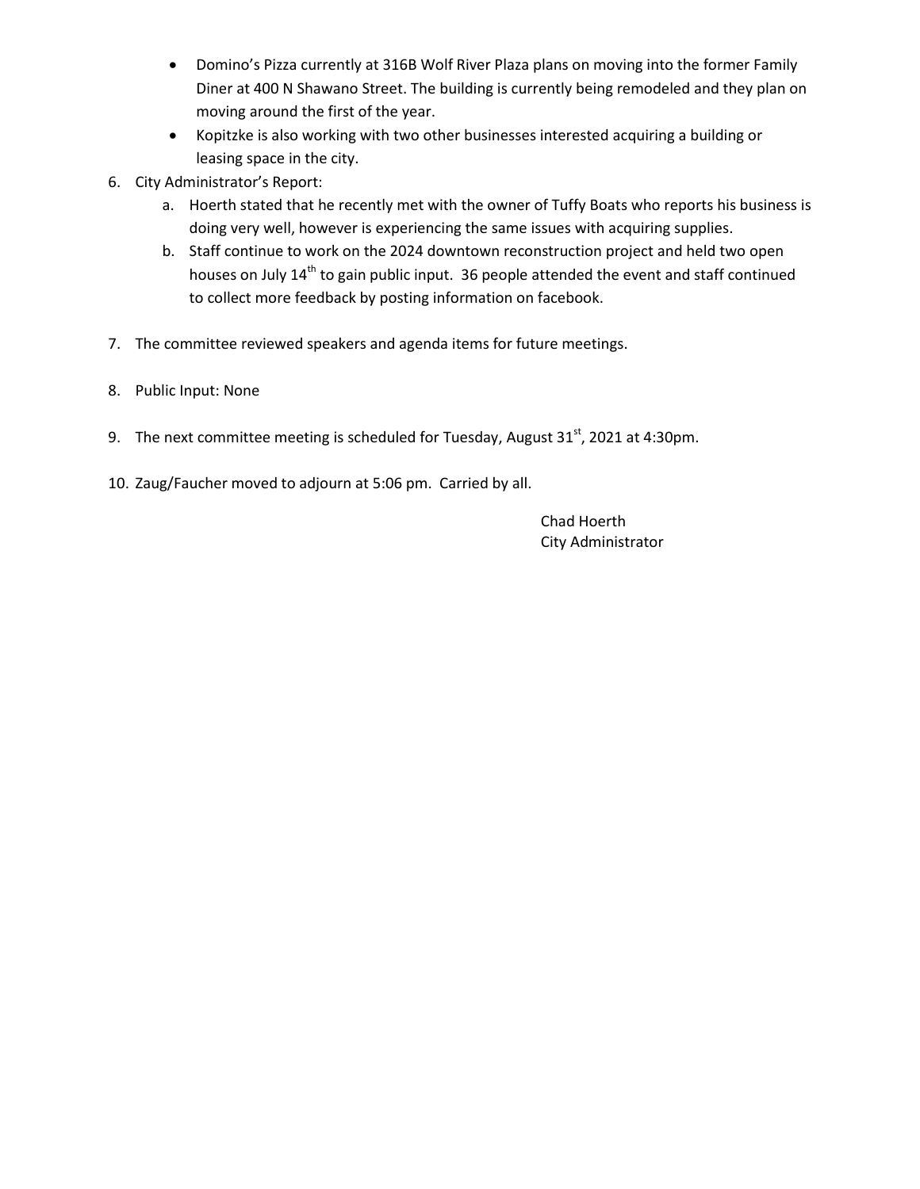- Domino's Pizza currently at 316B Wolf River Plaza plans on moving into the former Family Diner at 400 N Shawano Street. The building is currently being remodeled and they plan on moving around the first of the year.
- Kopitzke is also working with two other businesses interested acquiring a building or leasing space in the city.

6. City Administrator's Report:
   a. Hoerth stated that he recently met with the owner of Tuffy Boats who reports his business is doing very well, however is experiencing the same issues with acquiring supplies.
   b. Staff continue to work on the 2024 downtown reconstruction project and held two open houses on July 14th to gain public input. 36 people attended the event and staff continued to collect more feedback by posting information on facebook.

7. The committee reviewed speakers and agenda items for future meetings.

8. Public Input: None

9. The next committee meeting is scheduled for Tuesday, August 31st, 2021 at 4:30pm.

10. Zaug/Faucher moved to adjourn at 5:06 pm. Carried by all.

Chad Hoerth
City Administrator